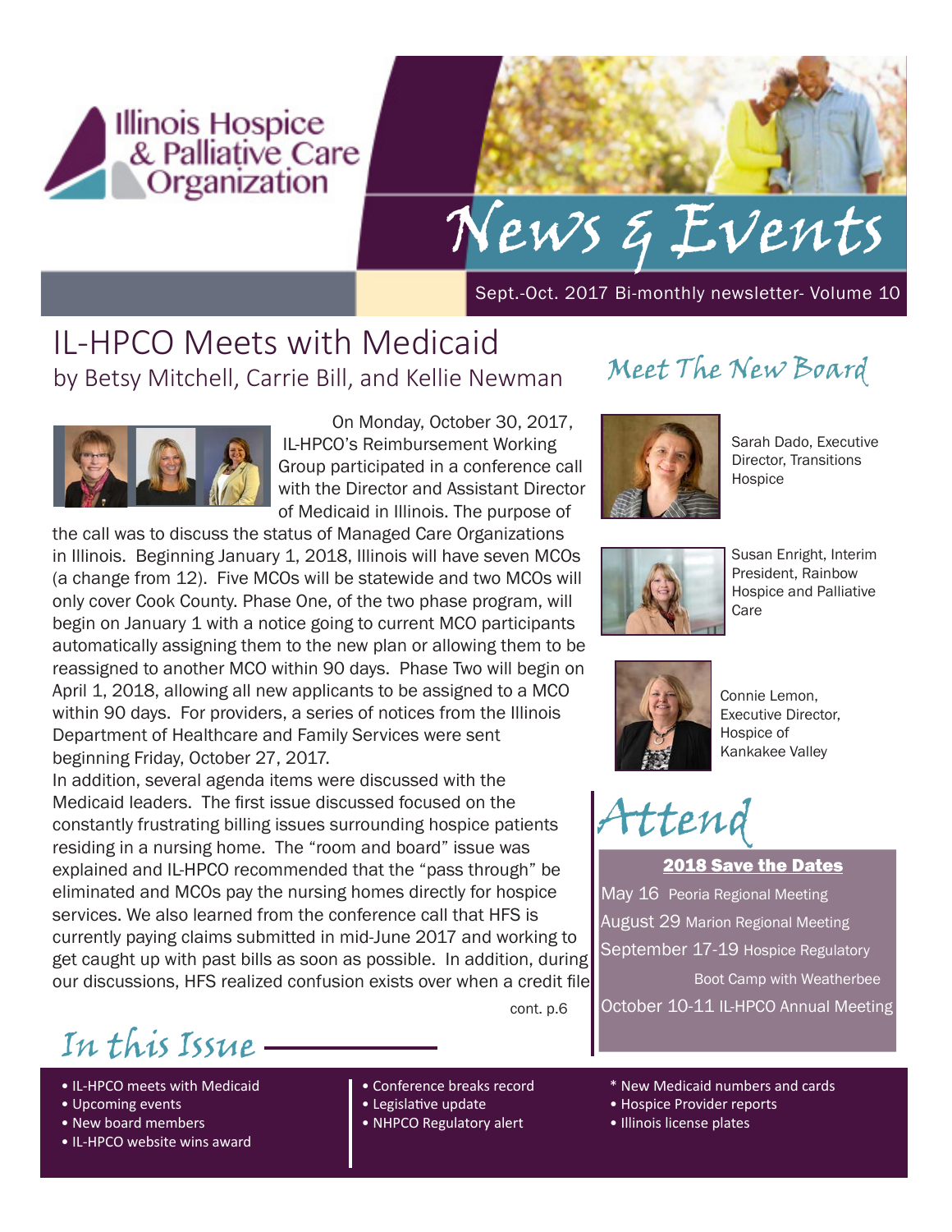# Illinois Hospice & Palliative Care Organization

# News & Events

Sept.-Oct. 2017 Bi-monthly newsletter- Volume 10

## IL-HPCO Meets with Medicaid

by Betsy Mitchell, Carrie Bill, and Kellie Newman

On Monday, October 30, 2017, IL-HPCO's Reimbursement Working Group participated in a conference call with the Director and Assistant Director of Medicaid in Illinois. The purpose of the call was to discuss the status of Managed Care Organizations in Illinois. Beginning January 1, 2018, Illinois will have seven MCOs (a change from 12). Five MCOs will be statewide and two MCOs will only cover Cook County. Phase One, of the two phase program, will begin on January 1 with a notice going to current MCO participants automatically assigning them to the new plan or allowing them to be reassigned to another MCO within 90 days. Phase Two will begin on April 1, 2018, allowing all new applicants to be assigned to a MCO within 90 days. For providers, a series of notices from the Illinois Department of Healthcare and Family Services were sent beginning Friday, October 27, 2017.

In addition, several agenda items were discussed with the Medicaid leaders. The first issue discussed focused on the constantly frustrating billing issues surrounding hospice patients residing in a nursing home. The "room and board" issue was explained and IL-HPCO recommended that the "pass through" be eliminated and MCOs pay the nursing homes directly for hospice services. We also learned from the conference call that HFS is currently paying claims submitted in mid-June 2017 and working to get caught up with past bills as soon as possible. In addition, during our discussions, HFS realized confusion exists over when a credit file

cont. p.6

## Meet The New Board

Sarah Dado, Executive Director, Transitions Hospice

Susan Enright, Interim President, Rainbow Hospice and Palliative Care

Connie Lemon, Executive Director, Hospice of Kankakee Valley

## Attend

**2018 Save the Dates**

May 16 Peoria Regional Meeting

August 29 Marion Regional Meeting

September 17-19 Hospice Regulatory Boot Camp with Weatherbee

October 10-11 IL-HPCO Annual Meeting

## In this Issue

- IL-HPCO meets with Medicaid
- Upcoming events
- New board members
- IL-HPCO website wins award
- Conference breaks record
- Legislative update
- NHPCO Regulatory alert
- New Medicaid numbers and cards
- Hospice Provider reports
- Illinois license plates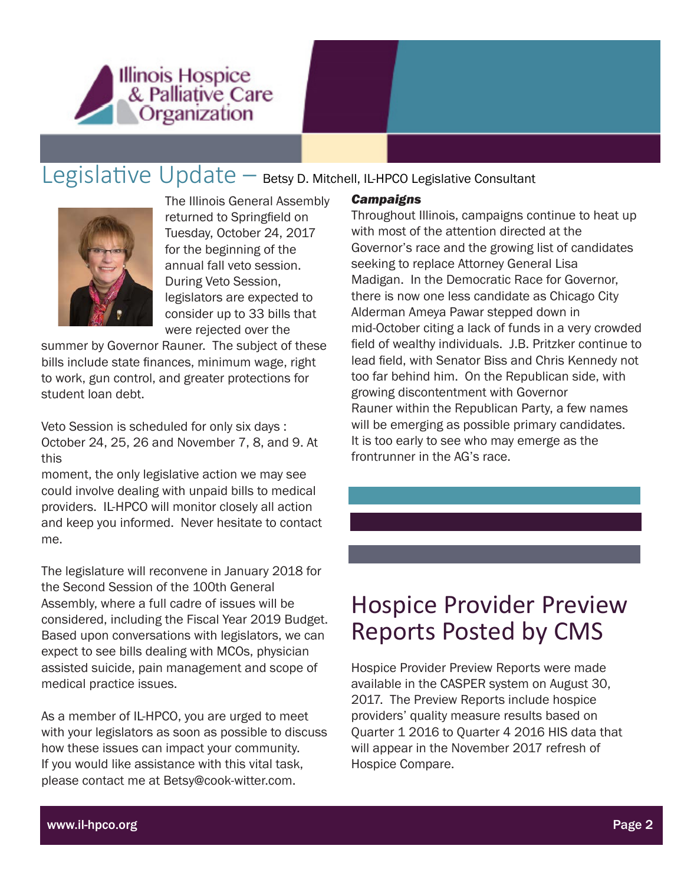# Legislative Update – Betsy D. Mitchell, IL-HPCO Legislative Consultant

The Illinois General Assembly returned to Springfield on Tuesday, October 24, 2017 for the beginning of the annual fall veto session. During Veto Session, legislators are expected to consider up to 33 bills that were rejected over the summer by Governor Rauner. The subject of these bills include state finances, minimum wage, right to work, gun control, and greater protections for student loan debt.

Veto Session is scheduled for only six days : October 24, 25, 26 and November 7, 8, and 9. At this moment, the only legislative action we may see could involve dealing with unpaid bills to medical providers. IL-HPCO will monitor closely all action and keep you informed. Never hesitate to contact me.

The legislature will reconvene in January 2018 for the Second Session of the 100th General Assembly, where a full cadre of issues will be considered, including the Fiscal Year 2019 Budget. Based upon conversations with legislators, we can expect to see bills dealing with MCOs, physician assisted suicide, pain management and scope of medical practice issues.

As a member of IL-HPCO, you are urged to meet with your legislators as soon as possible to discuss how these issues can impact your community. If you would like assistance with this vital task, please contact me at Betsy@cook-witter.com.

***Campaigns***

Throughout Illinois, campaigns continue to heat up with most of the attention directed at the Governor's race and the growing list of candidates seeking to replace Attorney General Lisa Madigan. In the Democratic Race for Governor, there is now one less candidate as Chicago City Alderman Ameya Pawar stepped down in mid-October citing a lack of funds in a very crowded field of wealthy individuals. J.B. Pritzker continue to lead field, with Senator Biss and Chris Kennedy not too far behind him. On the Republican side, with growing discontentment with Governor Rauner within the Republican Party, a few names will be emerging as possible primary candidates. It is too early to see who may emerge as the frontrunner in the AG's race.

# Hospice Provider Preview Reports Posted by CMS

Hospice Provider Preview Reports were made available in the CASPER system on August 30, 2017. The Preview Reports include hospice providers' quality measure results based on Quarter 1 2016 to Quarter 4 2016 HIS data that will appear in the November 2017 refresh of Hospice Compare.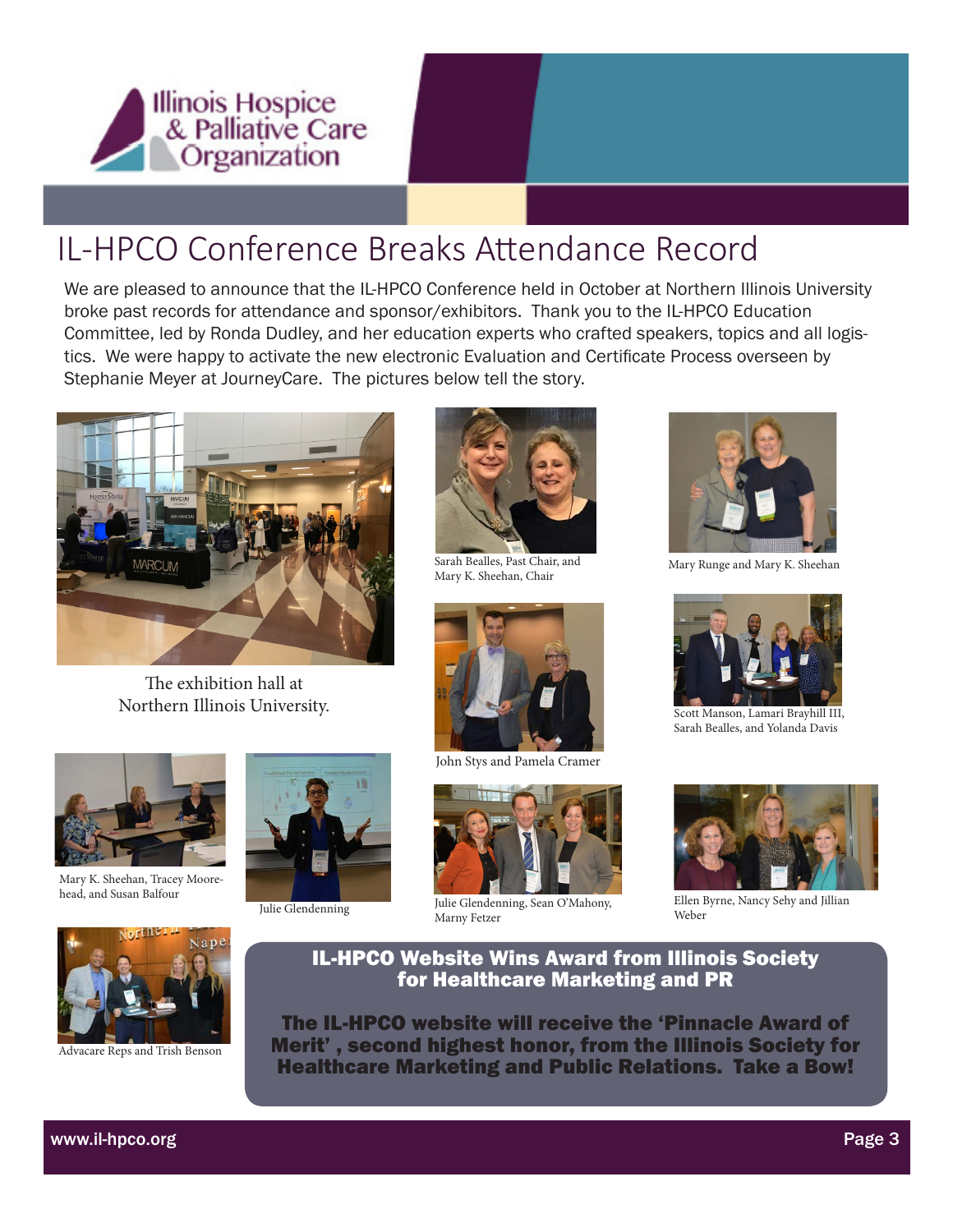# IL-HPCO Conference Breaks Attendance Record

We are pleased to announce that the IL-HPCO Conference held in October at Northern Illinois University broke past records for attendance and sponsor/exhibitors. Thank you to the IL-HPCO Education Committee, led by Ronda Dudley, and her education experts who crafted speakers, topics and all logistics. We were happy to activate the new electronic Evaluation and Certificate Process overseen by Stephanie Meyer at JourneyCare. The pictures below tell the story.

The exhibition hall at Northern Illinois University.

Sarah Bealles, Past Chair, and Mary K. Sheehan, Chair

Mary Runge and Mary K. Sheehan

John Stys and Pamela Cramer

Scott Manson, Lamari Brayhill III, Sarah Bealles, and Yolanda Davis

Mary K. Sheehan, Tracey Moorehead, and Susan Balfour

Julie Glendenning

Julie Glendenning, Sean O'Mahony, Marny Fetzer

Ellen Byrne, Nancy Sehy and Jillian Weber

Advacare Reps and Trish Benson

## IL-HPCO Website Wins Award from Illinois Society for Healthcare Marketing and PR

**The IL-HPCO website will receive the 'Pinnacle Award of Merit' , second highest honor, from the Illinois Society for Healthcare Marketing and Public Relations. Take a Bow!**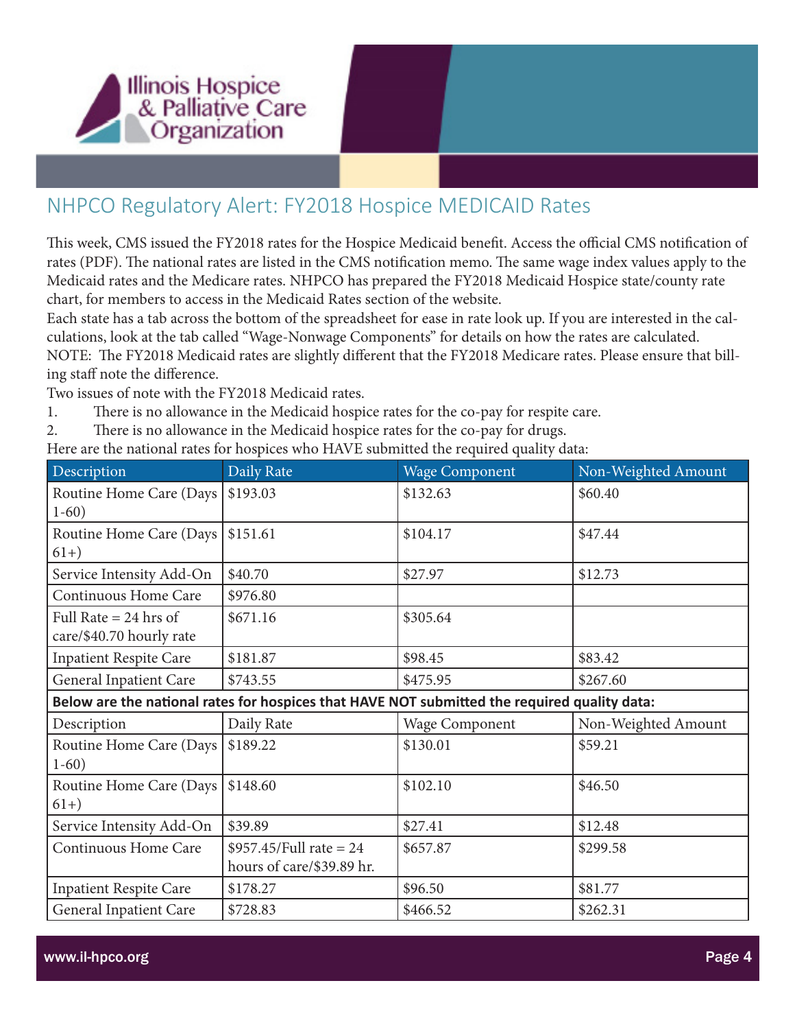## NHPCO Regulatory Alert: FY2018 Hospice MEDICAID Rates

This week, CMS issued the FY2018 rates for the Hospice Medicaid benefit. Access the official CMS notification of rates (PDF). The national rates are listed in the CMS notification memo. The same wage index values apply to the Medicaid rates and the Medicare rates. NHPCO has prepared the FY2018 Medicaid Hospice state/county rate chart, for members to access in the Medicaid Rates section of the website.

Each state has a tab across the bottom of the spreadsheet for ease in rate look up. If you are interested in the calculations, look at the tab called "Wage-Nonwage Components" for details on how the rates are calculated.

NOTE: The FY2018 Medicaid rates are slightly different that the FY2018 Medicare rates. Please ensure that billing staff note the difference.

Two issues of note with the FY2018 Medicaid rates.

1. There is no allowance in the Medicaid hospice rates for the co-pay for respite care.
2. There is no allowance in the Medicaid hospice rates for the co-pay for drugs.

Here are the national rates for hospices who HAVE submitted the required quality data:

| Description | Daily Rate | Wage Component | Non-Weighted Amount |
|---|---|---|---|
| Routine Home Care (Days 1-60) | $193.03 | $132.63 | $60.40 |
| Routine Home Care (Days 61+) | $151.61 | $104.17 | $47.44 |
| Service Intensity Add-On | $40.70 | $27.97 | $12.73 |
| Continuous Home Care | $976.80 | | |
| Full Rate = 24 hrs of care/$40.70 hourly rate | $671.16 | $305.64 | |
| Inpatient Respite Care | $181.87 | $98.45 | $83.42 |
| General Inpatient Care | $743.55 | $475.95 | $267.60 |
| **Below are the national rates for hospices that HAVE NOT submitted the required quality data:** | | | |
| Description | Daily Rate | Wage Component | Non-Weighted Amount |
| Routine Home Care (Days 1-60) | $189.22 | $130.01 | $59.21 |
| Routine Home Care (Days 61+) | $148.60 | $102.10 | $46.50 |
| Service Intensity Add-On | $39.89 | $27.41 | $12.48 |
| Continuous Home Care | $957.45/Full rate = 24 hours of care/$39.89 hr. | $657.87 | $299.58 |
| Inpatient Respite Care | $178.27 | $96.50 | $81.77 |
| General Inpatient Care | $728.83 | $466.52 | $262.31 |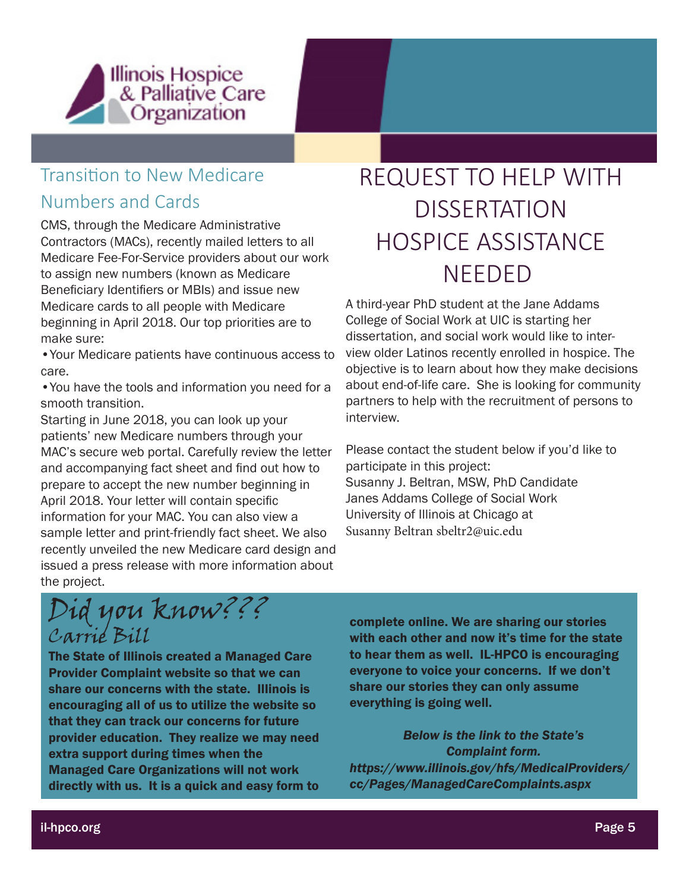## Transition to New Medicare Numbers and Cards

CMS, through the Medicare Administrative Contractors (MACs), recently mailed letters to all Medicare Fee-For-Service providers about our work to assign new numbers (known as Medicare Beneficiary Identifiers or MBIs) and issue new Medicare cards to all people with Medicare beginning in April 2018. Our top priorities are to make sure:

- Your Medicare patients have continuous access to care.
- You have the tools and information you need for a smooth transition.

Starting in June 2018, you can look up your patients' new Medicare numbers through your MAC's secure web portal. Carefully review the letter and accompanying fact sheet and find out how to prepare to accept the new number beginning in April 2018. Your letter will contain specific information for your MAC. You can also view a sample letter and print-friendly fact sheet. We also recently unveiled the new Medicare card design and issued a press release with more information about the project.

# REQUEST TO HELP WITH DISSERTATION HOSPICE ASSISTANCE NEEDED

A third-year PhD student at the Jane Addams College of Social Work at UIC is starting her dissertation, and social work would like to interview older Latinos recently enrolled in hospice. The objective is to learn about how they make decisions about end-of-life care. She is looking for community partners to help with the recruitment of persons to interview.

Please contact the student below if you'd like to participate in this project:
Susanny J. Beltran, MSW, PhD Candidate
Janes Addams College of Social Work
University of Illinois at Chicago at
Susanny Beltran sbeltr2@uic.edu

## Did you know???

### Carrie Bill

**The State of Illinois created a Managed Care Provider Complaint website so that we can share our concerns with the state. Illinois is encouraging all of us to utilize the website so that they can track our concerns for future provider education. They realize we may need extra support during times when the Managed Care Organizations will not work directly with us. It is a quick and easy form to complete online. We are sharing our stories with each other and now it's time for the state to hear them as well. IL-HPCO is encouraging everyone to voice your concerns. If we don't share our stories they can only assume everything is going well.**

***Below is the link to the State's Complaint form.***
***https://www.illinois.gov/hfs/MedicalProviders/cc/Pages/ManagedCareComplaints.aspx***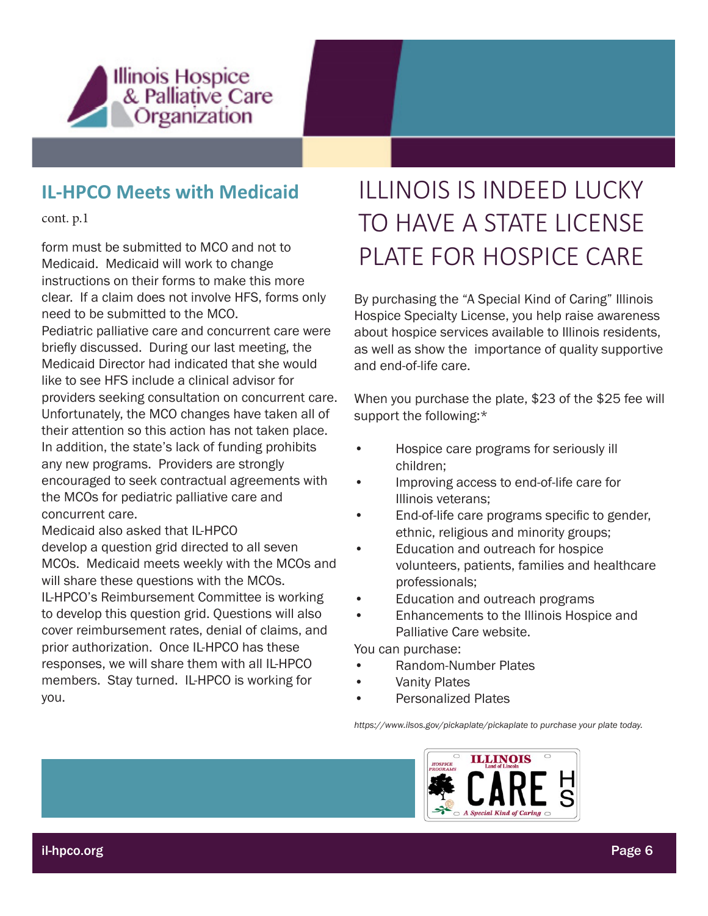## IL-HPCO Meets with Medicaid

cont. p.1

form must be submitted to MCO and not to Medicaid. Medicaid will work to change instructions on their forms to make this more clear. If a claim does not involve HFS, forms only need to be submitted to the MCO.

Pediatric palliative care and concurrent care were briefly discussed. During our last meeting, the Medicaid Director had indicated that she would like to see HFS include a clinical advisor for providers seeking consultation on concurrent care. Unfortunately, the MCO changes have taken all of their attention so this action has not taken place. In addition, the state's lack of funding prohibits any new programs. Providers are strongly encouraged to seek contractual agreements with the MCOs for pediatric palliative care and concurrent care.

Medicaid also asked that IL-HPCO develop a question grid directed to all seven MCOs. Medicaid meets weekly with the MCOs and will share these questions with the MCOs. IL-HPCO's Reimbursement Committee is working to develop this question grid. Questions will also cover reimbursement rates, denial of claims, and prior authorization. Once IL-HPCO has these responses, we will share them with all IL-HPCO members. Stay turned. IL-HPCO is working for you.

# ILLINOIS IS INDEED LUCKY TO HAVE A STATE LICENSE PLATE FOR HOSPICE CARE

By purchasing the "A Special Kind of Caring" Illinois Hospice Specialty License, you help raise awareness about hospice services available to Illinois residents, as well as show the importance of quality supportive and end-of-life care.

When you purchase the plate, $23 of the $25 fee will support the following:*

- Hospice care programs for seriously ill children;
- Improving access to end-of-life care for Illinois veterans;
- End-of-life care programs specific to gender, ethnic, religious and minority groups;
- Education and outreach for hospice volunteers, patients, families and healthcare professionals;
- Education and outreach programs
- Enhancements to the Illinois Hospice and Palliative Care website.

You can purchase:

- Random-Number Plates
- Vanity Plates
- Personalized Plates

*https://www.ilsos.gov/pickaplate/pickaplate to purchase your plate today.*

il-hpco.org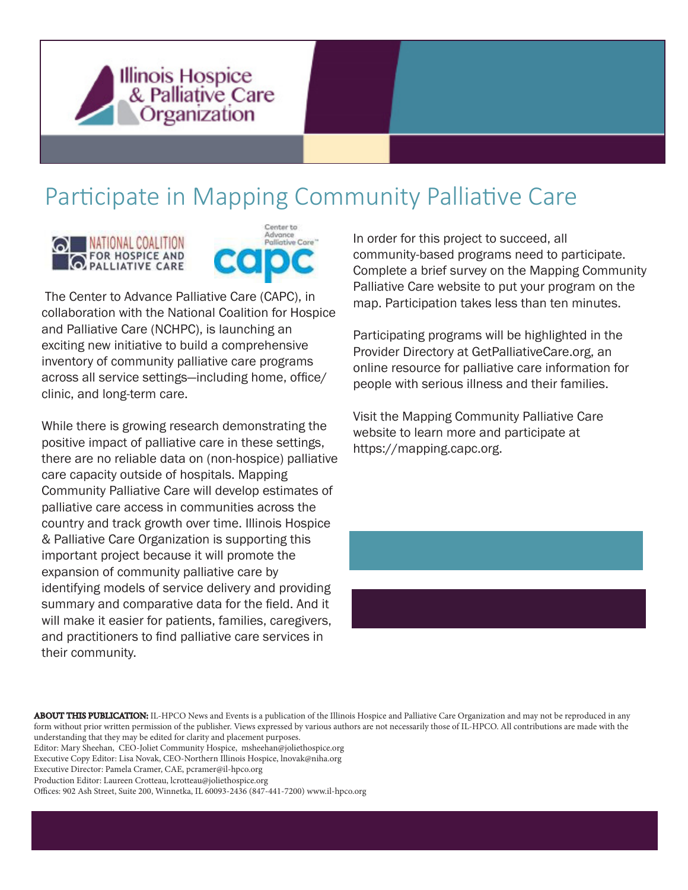# Participate in Mapping Community Palliative Care

The Center to Advance Palliative Care (CAPC), in collaboration with the National Coalition for Hospice and Palliative Care (NCHPC), is launching an exciting new initiative to build a comprehensive inventory of community palliative care programs across all service settings—including home, office/clinic, and long-term care.

While there is growing research demonstrating the positive impact of palliative care in these settings, there are no reliable data on (non-hospice) palliative care capacity outside of hospitals. Mapping Community Palliative Care will develop estimates of palliative care access in communities across the country and track growth over time. Illinois Hospice & Palliative Care Organization is supporting this important project because it will promote the expansion of community palliative care by identifying models of service delivery and providing summary and comparative data for the field. And it will make it easier for patients, families, caregivers, and practitioners to find palliative care services in their community.

In order for this project to succeed, all community-based programs need to participate. Complete a brief survey on the Mapping Community Palliative Care website to put your program on the map. Participation takes less than ten minutes.

Participating programs will be highlighted in the Provider Directory at GetPalliativeCare.org, an online resource for palliative care information for people with serious illness and their families.

Visit the Mapping Community Palliative Care website to learn more and participate at https://mapping.capc.org.

**ABOUT THIS PUBLICATION:** IL-HPCO News and Events is a publication of the Illinois Hospice and Palliative Care Organization and may not be reproduced in any form without prior written permission of the publisher. Views expressed by various authors are not necessarily those of IL-HPCO. All contributions are made with the understanding that they may be edited for clarity and placement purposes.

Editor: Mary Sheehan, CEO-Joliet Community Hospice, msheehan@joliethospice.org
Executive Copy Editor: Lisa Novak, CEO-Northern Illinois Hospice, lnovak@niha.org
Executive Director: Pamela Cramer, CAE, pcramer@il-hpco.org
Production Editor: Laureen Crotteau, lcrotteau@joliethospice.org
Offices: 902 Ash Street, Suite 200, Winnetka, IL 60093-2436 (847-441-7200) www.il-hpco.org